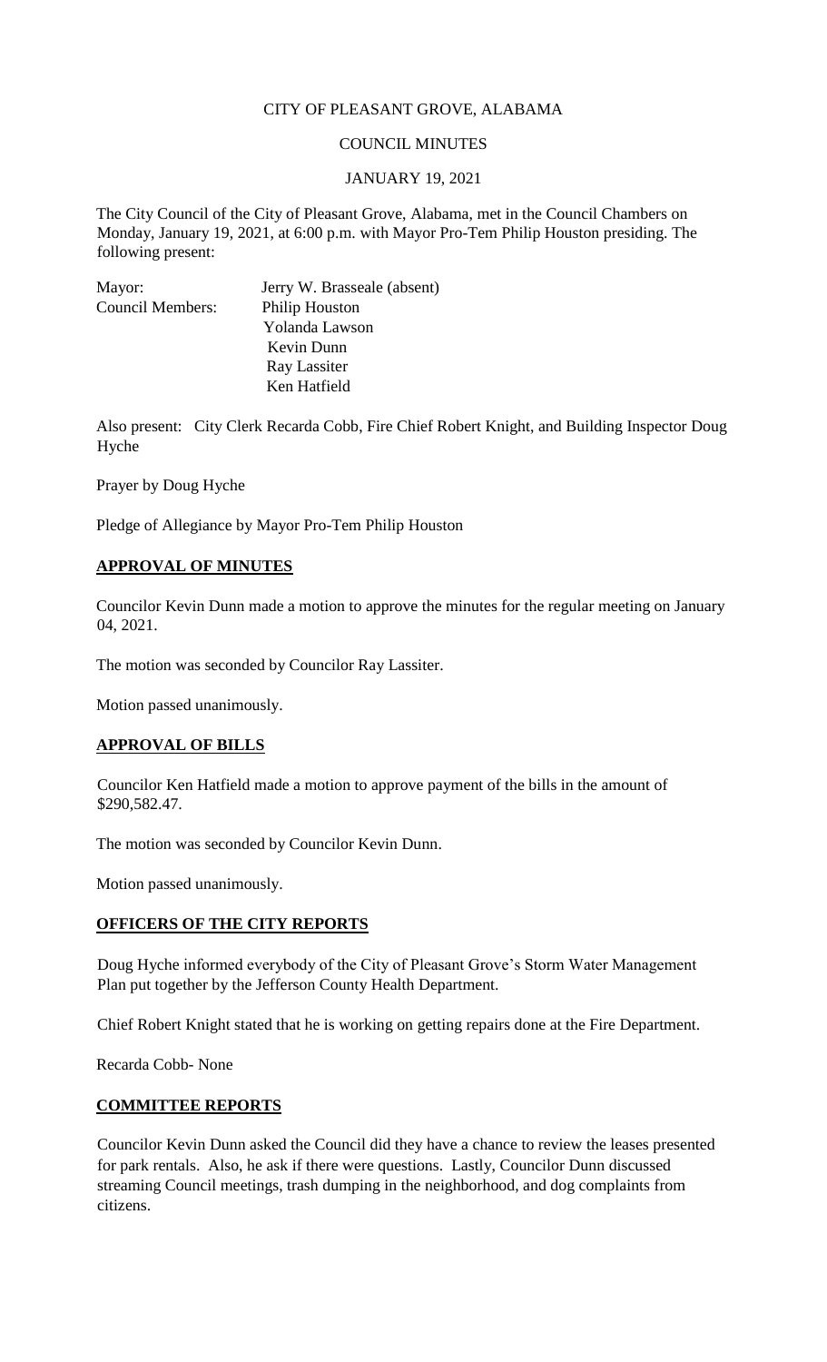CITY OF PLEASANT GROVE, ALABAMA

COUNCIL MINUTES

JANUARY 19, 2021

The City Council of the City of Pleasant Grove, Alabama, met in the Council Chambers on Monday, January 19, 2021, at 6:00 p.m. with Mayor Pro-Tem Philip Houston presiding. The following present:

Mayor: Jerry W. Brasseale (absent)
Council Members: Philip Houston
Yolanda Lawson
Kevin Dunn
Ray Lassiter
Ken Hatfield

Also present: City Clerk Recarda Cobb, Fire Chief Robert Knight, and Building Inspector Doug Hyche

Prayer by Doug Hyche

Pledge of Allegiance by Mayor Pro-Tem Philip Houston

## APPROVAL OF MINUTES

Councilor Kevin Dunn made a motion to approve the minutes for the regular meeting on January 04, 2021.

The motion was seconded by Councilor Ray Lassiter.

Motion passed unanimously.

## APPROVAL OF BILLS

Councilor Ken Hatfield made a motion to approve payment of the bills in the amount of $290,582.47.

The motion was seconded by Councilor Kevin Dunn.

Motion passed unanimously.

## OFFICERS OF THE CITY REPORTS

Doug Hyche informed everybody of the City of Pleasant Grove's Storm Water Management Plan put together by the Jefferson County Health Department.

Chief Robert Knight stated that he is working on getting repairs done at the Fire Department.

Recarda Cobb- None

## COMMITTEE REPORTS

Councilor Kevin Dunn asked the Council did they have a chance to review the leases presented for park rentals. Also, he ask if there were questions. Lastly, Councilor Dunn discussed streaming Council meetings, trash dumping in the neighborhood, and dog complaints from citizens.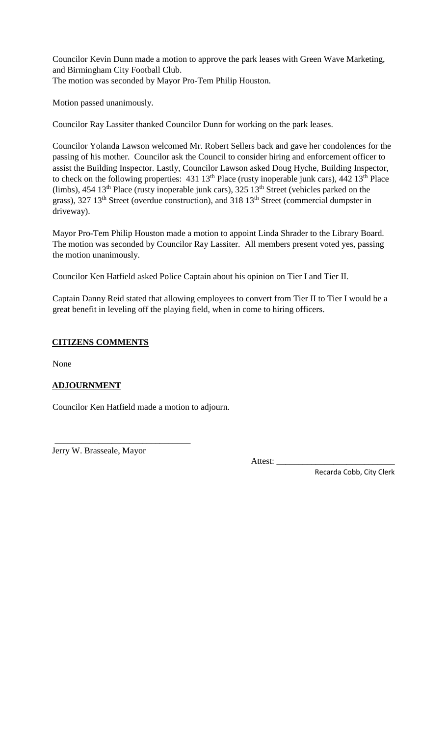Councilor Kevin Dunn made a motion to approve the park leases with Green Wave Marketing, and Birmingham City Football Club.
The motion was seconded by Mayor Pro-Tem Philip Houston.

Motion passed unanimously.

Councilor Ray Lassiter thanked Councilor Dunn for working on the park leases.

Councilor Yolanda Lawson welcomed Mr. Robert Sellers back and gave her condolences for the passing of his mother. Councilor ask the Council to consider hiring and enforcement officer to assist the Building Inspector. Lastly, Councilor Lawson asked Doug Hyche, Building Inspector, to check on the following properties: 431 13th Place (rusty inoperable junk cars), 442 13th Place (limbs), 454 13th Place (rusty inoperable junk cars), 325 13th Street (vehicles parked on the grass), 327 13th Street (overdue construction), and 318 13th Street (commercial dumpster in driveway).

Mayor Pro-Tem Philip Houston made a motion to appoint Linda Shrader to the Library Board. The motion was seconded by Councilor Ray Lassiter. All members present voted yes, passing the motion unanimously.

Councilor Ken Hatfield asked Police Captain about his opinion on Tier I and Tier II.

Captain Danny Reid stated that allowing employees to convert from Tier II to Tier I would be a great benefit in leveling off the playing field, when in come to hiring officers.

## **CITIZENS COMMENTS**

None

## **ADJOURNMENT**

Councilor Ken Hatfield made a motion to adjourn.

\_\_\_\_\_\_\_\_\_\_\_\_\_\_\_\_\_\_\_\_\_\_\_\_\_\_\_\_\_\_
Jerry W. Brasseale, Mayor

Attest: \_\_\_\_\_\_\_\_\_\_\_\_\_\_\_\_\_\_\_\_\_\_\_\_\_\_\_
Recarda Cobb, City Clerk